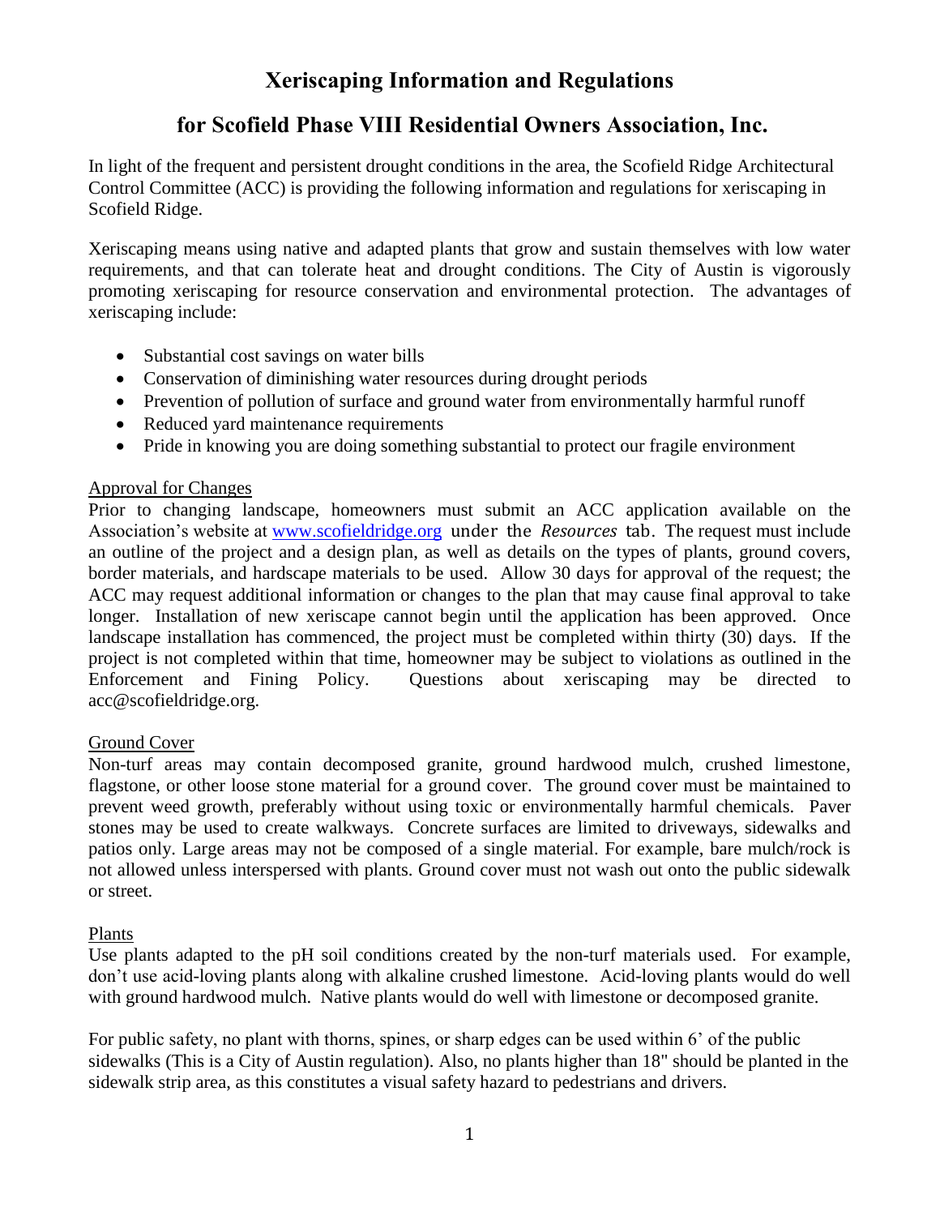# Xeriscaping Information and Regulations

## for Scofield Phase VIII Residential Owners Association, Inc.

In light of the frequent and persistent drought conditions in the area, the Scofield Ridge Architectural Control Committee (ACC) is providing the following information and regulations for xeriscaping in Scofield Ridge.

Xeriscaping means using native and adapted plants that grow and sustain themselves with low water requirements, and that can tolerate heat and drought conditions. The City of Austin is vigorously promoting xeriscaping for resource conservation and environmental protection. The advantages of xeriscaping include:

- Substantial cost savings on water bills
- Conservation of diminishing water resources during drought periods
- Prevention of pollution of surface and ground water from environmentally harmful runoff
- Reduced yard maintenance requirements
- Pride in knowing you are doing something substantial to protect our fragile environment

<u>Approval for Changes</u>

Prior to changing landscape, homeowners must submit an ACC application available on the Association's website at [www.scofieldridge.org](http://www.scofieldridge.org) under the *Resources* tab. The request must include an outline of the project and a design plan, as well as details on the types of plants, ground covers, border materials, and hardscape materials to be used. Allow 30 days for approval of the request; the ACC may request additional information or changes to the plan that may cause final approval to take longer. Installation of new xeriscape cannot begin until the application has been approved. Once landscape installation has commenced, the project must be completed within thirty (30) days. If the project is not completed within that time, homeowner may be subject to violations as outlined in the Enforcement and Fining Policy. Questions about xeriscaping may be directed to acc@scofieldridge.org.

<u>Ground Cover</u>

Non-turf areas may contain decomposed granite, ground hardwood mulch, crushed limestone, flagstone, or other loose stone material for a ground cover. The ground cover must be maintained to prevent weed growth, preferably without using toxic or environmentally harmful chemicals. Paver stones may be used to create walkways. Concrete surfaces are limited to driveways, sidewalks and patios only. Large areas may not be composed of a single material. For example, bare mulch/rock is not allowed unless interspersed with plants. Ground cover must not wash out onto the public sidewalk or street.

<u>Plants</u>

Use plants adapted to the pH soil conditions created by the non-turf materials used. For example, don't use acid-loving plants along with alkaline crushed limestone. Acid-loving plants would do well with ground hardwood mulch. Native plants would do well with limestone or decomposed granite.

For public safety, no plant with thorns, spines, or sharp edges can be used within 6' of the public sidewalks (This is a City of Austin regulation). Also, no plants higher than 18" should be planted in the sidewalk strip area, as this constitutes a visual safety hazard to pedestrians and drivers.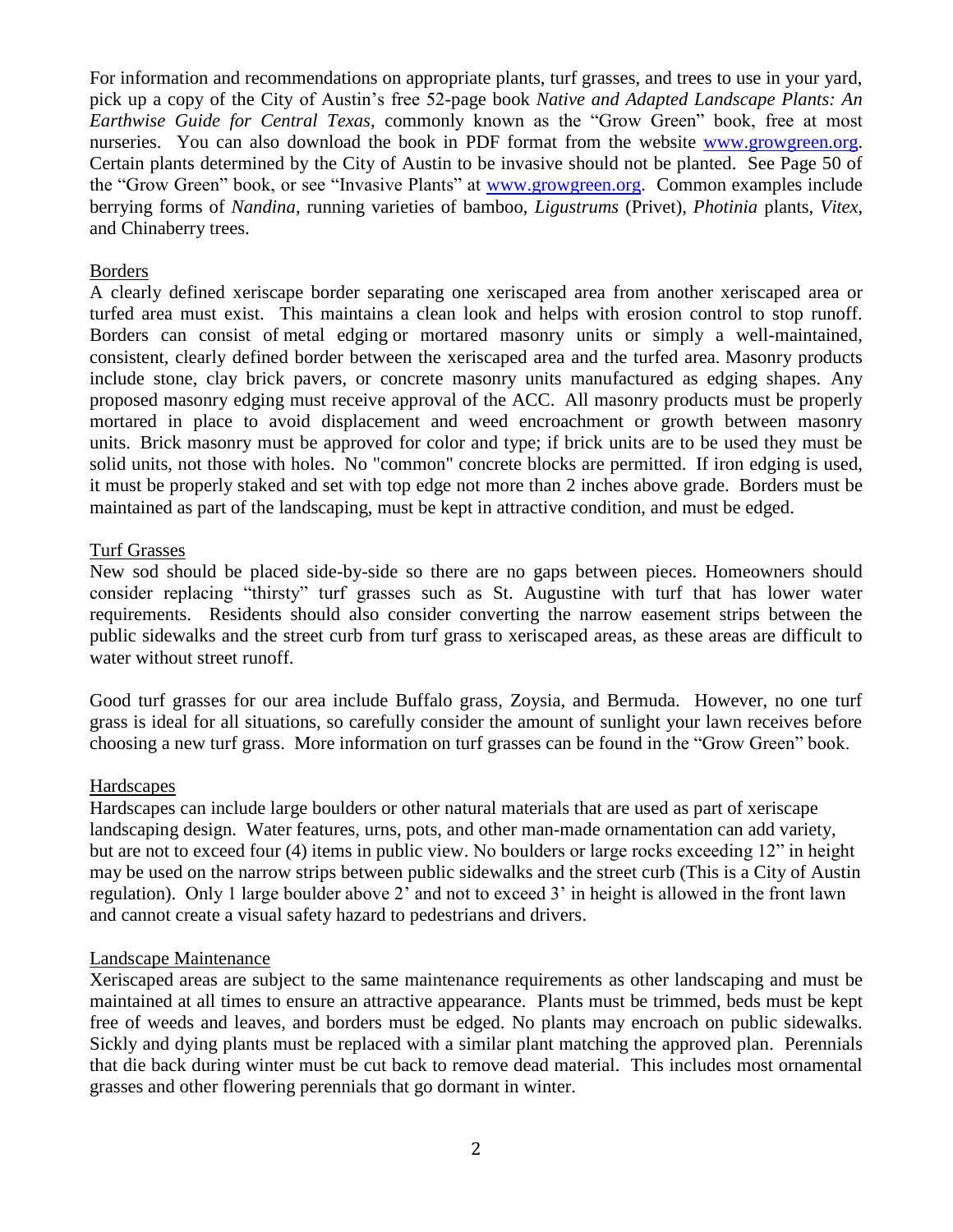For information and recommendations on appropriate plants, turf grasses, and trees to use in your yard, pick up a copy of the City of Austin's free 52-page book *Native and Adapted Landscape Plants: An Earthwise Guide for Central Texas*, commonly known as the "Grow Green" book, free at most nurseries. You can also download the book in PDF format from the website [www.growgreen.org](http://www.growgreen.org). Certain plants determined by the City of Austin to be invasive should not be planted. See Page 50 of the "Grow Green" book, or see "Invasive Plants" at [www.growgreen.org](http://www.growgreen.org). Common examples include berrying forms of *Nandina*, running varieties of bamboo, *Ligustrums* (Privet), *Photinia* plants, *Vitex*, and Chinaberry trees.

## Borders

A clearly defined xeriscape border separating one xeriscaped area from another xeriscaped area or turfed area must exist. This maintains a clean look and helps with erosion control to stop runoff. Borders can consist of metal edging or mortared masonry units or simply a well-maintained, consistent, clearly defined border between the xeriscaped area and the turfed area. Masonry products include stone, clay brick pavers, or concrete masonry units manufactured as edging shapes. Any proposed masonry edging must receive approval of the ACC. All masonry products must be properly mortared in place to avoid displacement and weed encroachment or growth between masonry units. Brick masonry must be approved for color and type; if brick units are to be used they must be solid units, not those with holes. No "common" concrete blocks are permitted. If iron edging is used, it must be properly staked and set with top edge not more than 2 inches above grade. Borders must be maintained as part of the landscaping, must be kept in attractive condition, and must be edged.

## Turf Grasses

New sod should be placed side-by-side so there are no gaps between pieces. Homeowners should consider replacing "thirsty" turf grasses such as St. Augustine with turf that has lower water requirements. Residents should also consider converting the narrow easement strips between the public sidewalks and the street curb from turf grass to xeriscaped areas, as these areas are difficult to water without street runoff.

Good turf grasses for our area include Buffalo grass, Zoysia, and Bermuda. However, no one turf grass is ideal for all situations, so carefully consider the amount of sunlight your lawn receives before choosing a new turf grass. More information on turf grasses can be found in the "Grow Green" book.

## Hardscapes

Hardscapes can include large boulders or other natural materials that are used as part of xeriscape landscaping design. Water features, urns, pots, and other man-made ornamentation can add variety, but are not to exceed four (4) items in public view. No boulders or large rocks exceeding 12" in height may be used on the narrow strips between public sidewalks and the street curb (This is a City of Austin regulation). Only 1 large boulder above 2' and not to exceed 3' in height is allowed in the front lawn and cannot create a visual safety hazard to pedestrians and drivers.

## Landscape Maintenance

Xeriscaped areas are subject to the same maintenance requirements as other landscaping and must be maintained at all times to ensure an attractive appearance. Plants must be trimmed, beds must be kept free of weeds and leaves, and borders must be edged. No plants may encroach on public sidewalks. Sickly and dying plants must be replaced with a similar plant matching the approved plan. Perennials that die back during winter must be cut back to remove dead material. This includes most ornamental grasses and other flowering perennials that go dormant in winter.